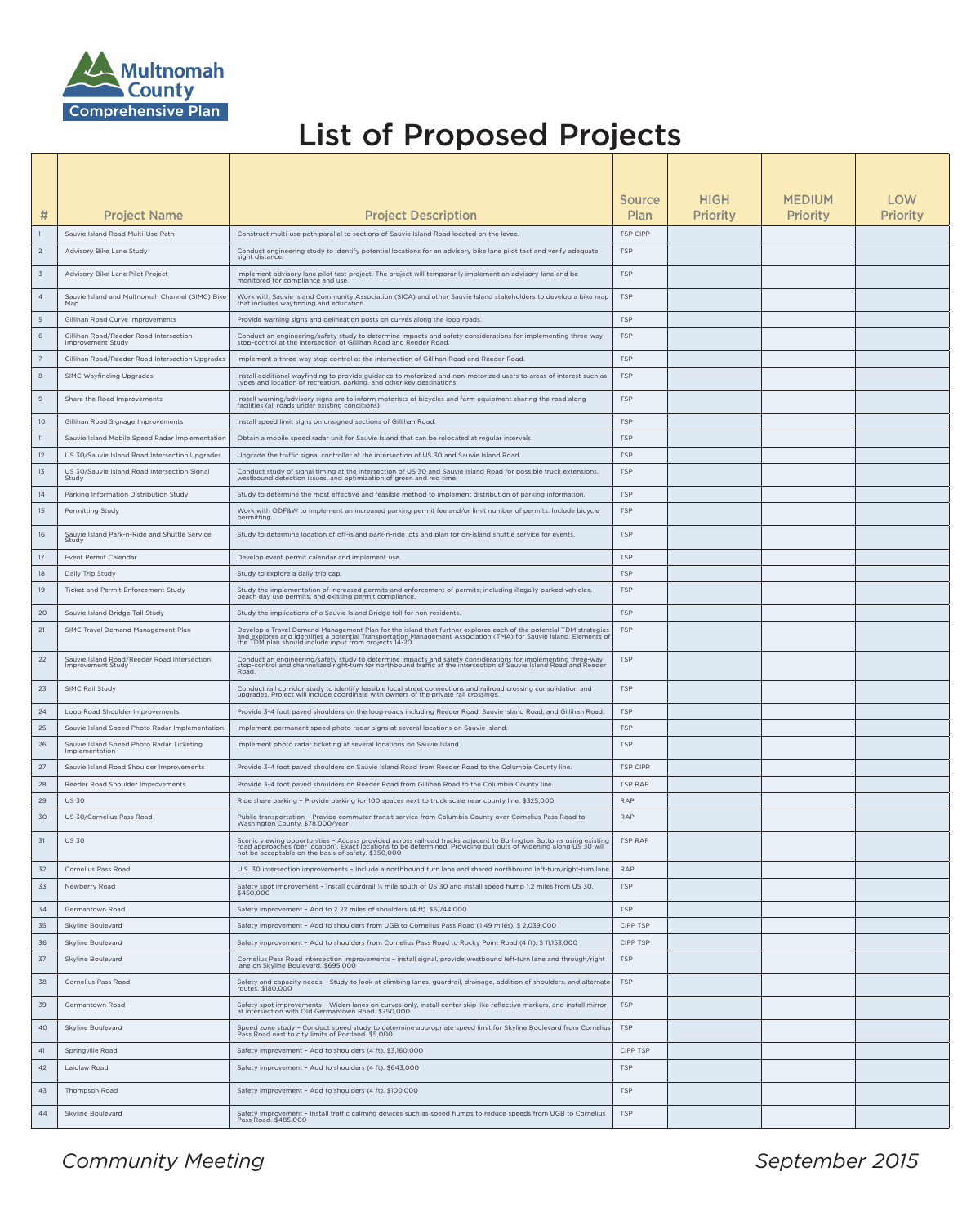Multnomah County Comprehensive Plan

# List of Proposed Projects

| # | Project Name | Project Description | Source Plan | HIGH Priority | MEDIUM Priority | LOW Priority |
|---|---|---|---|---|---|---|
| 1 | Sauvie Island Road Multi-Use Path | Construct multi-use path parallel to sections of Sauvie Island Road located on the levee. | TSP CIPP | | | |
| 2 | Advisory Bike Lane Study | Conduct engineering study to identify potential locations for an advisory bike lane pilot test and verify adequate sight distance. | TSP | | | |
| 3 | Advisory Bike Lane Pilot Project | Implement advisory lane pilot test project. The project will temporarily implement an advisory lane and be monitored for compliance and use. | TSP | | | |
| 4 | Sauvie Island and Multnomah Channel (SIMC) Bike Map | Work with Sauvie Island Community Association (SICA) and other Sauvie Island stakeholders to develop a bike map that includes wayfinding and education | TSP | | | |
| 5 | Gillihan Road Curve Improvements | Provide warning signs and delineation posts on curves along the loop roads. | TSP | | | |
| 6 | Gillihan Road/Reeder Road Intersection Improvement Study | Conduct an engineering/safety study to determine impacts and safety considerations for implementing three-way stop-control at the intersection of Gillihan Road and Reeder Road. | TSP | | | |
| 7 | Gillihan Road/Reeder Road Intersection Upgrades | Implement a three-way stop control at the intersection of Gillihan Road and Reeder Road. | TSP | | | |
| 8 | SIMC Wayfinding Upgrades | Install additional wayfinding to provide guidance to motorized and non-motorized users to areas of interest such as types and location of recreation, parking, and other key destinations. | TSP | | | |
| 9 | Share the Road Improvements | Install warning/advisory signs are to inform motorists of bicycles and farm equipment sharing the road along facilities (all roads under existing conditions) | TSP | | | |
| 10 | Gillihan Road Signage Improvements | Install speed limit signs on unsigned sections of Gillihan Road. | TSP | | | |
| 11 | Sauvie Island Mobile Speed Radar Implementation | Obtain a mobile speed radar unit for Sauvie Island that can be relocated at regular intervals. | TSP | | | |
| 12 | US 30/Sauvie Island Road Intersection Upgrades | Upgrade the traffic signal controller at the intersection of US 30 and Sauvie Island Road. | TSP | | | |
| 13 | US 30/Sauvie Island Road Intersection Signal Study | Conduct study of signal timing at the intersection of US 30 and Sauvie Island Road for possible truck extensions, westbound detection issues, and optimization of green and red time. | TSP | | | |
| 14 | Parking Information Distribution Study | Study to determine the most effective and feasible method to implement distribution of parking information. | TSP | | | |
| 15 | Permitting Study | Work with ODF&W to implement an increased parking permit fee and/or limit number of permits. Include bicycle permitting. | TSP | | | |
| 16 | Sauvie Island Park-n-Ride and Shuttle Service Study | Study to determine location of off-island park-n-ride lots and plan for on-island shuttle service for events. | TSP | | | |
| 17 | Event Permit Calendar | Develop event permit calendar and implement use. | TSP | | | |
| 18 | Daily Trip Study | Study to explore a daily trip cap. | TSP | | | |
| 19 | Ticket and Permit Enforcement Study | Study the implementation of increased permits and enforcement of permits; including illegally parked vehicles, beach day use permits, and existing permit compliance. | TSP | | | |
| 20 | Sauvie Island Bridge Toll Study | Study the implications of a Sauvie Island Bridge toll for non-residents. | TSP | | | |
| 21 | SIMC Travel Demand Management Plan | Develop a Travel Demand Management Plan for the island that further explores each of the potential TDM strategies and explores and identifies a potential Transportation Management Association (TMA) for Sauvie Island. Elements of the TDM plan should include input from projects 14-20. | TSP | | | |
| 22 | Sauvie Island Road/Reeder Road Intersection Improvement Study | Conduct an engineering/safety study to determine impacts and safety considerations for implementing three-way stop-control and channelized right-turn for northbound traffic at the intersection of Sauvie Island Road and Reeder Road. | TSP | | | |
| 23 | SIMC Rail Study | Conduct rail corridor study to identify feasible local street connections and railroad crossing consolidation and upgrades. Project will include coordinate with owners of the private rail crossings. | TSP | | | |
| 24 | Loop Road Shoulder Improvements | Provide 3-4 foot paved shoulders on the loop roads including Reeder Road, Sauvie Island Road, and Gillihan Road. | TSP | | | |
| 25 | Sauvie Island Speed Photo Radar Implementation | Implement permanent speed photo radar signs at several locations on Sauvie Island. | TSP | | | |
| 26 | Sauvie Island Speed Photo Radar Ticketing Implementation | Implement photo radar ticketing at several locations on Sauvie Island | TSP | | | |
| 27 | Sauvie Island Road Shoulder Improvements | Provide 3-4 foot paved shoulders on Sauvie Island Road from Reeder Road to the Columbia County line. | TSP CIPP | | | |
| 28 | Reeder Road Shoulder Improvements | Provide 3-4 foot paved shoulders on Reeder Road from Gillihan Road to the Columbia County line. | TSP RAP | | | |
| 29 | US 30 | Ride share parking – Provide parking for 100 spaces next to truck scale near county line. $325,000 | RAP | | | |
| 30 | US 30/Cornelius Pass Road | Public transportation – Provide commuter transit service from Columbia County over Cornelius Pass Road to Washington County. $78,000/year | RAP | | | |
| 31 | US 30 | Scenic viewing opportunities – Access provided across railroad tracks adjacent to Burlington Bottoms using existing road approaches (per location). Exact locations to be determined. Providing pull outs of widening along US 30 will not be acceptable on the basis of safety. $350,000 | TSP RAP | | | |
| 32 | Cornelius Pass Road | U.S. 30 intersection improvements – Include a northbound turn lane and shared northbound left-turn/right-turn lane. | RAP | | | |
| 33 | Newberry Road | Safety spot improvement – Install guardrail ¼ mile south of US 30 and install speed hump 1.2 miles from US 30. $450,000 | TSP | | | |
| 34 | Germantown Road | Safety improvement – Add to 2.22 miles of shoulders (4 ft). $6,744,000 | TSP | | | |
| 35 | Skyline Boulevard | Safety improvement – Add to shoulders from UGB to Cornelius Pass Road (1.49 miles). $ 2,039,000 | CIPP TSP | | | |
| 36 | Skyline Boulevard | Safety improvement – Add to shoulders from Cornelius Pass Road to Rocky Point Road (4 ft). $ 11,153,000 | CIPP TSP | | | |
| 37 | Skyline Boulevard | Cornelius Pass Road intersection improvements – install signal, provide westbound left-turn lane and through/right lane on Skyline Boulevard. $695,000 | TSP | | | |
| 38 | Cornelius Pass Road | Safety and capacity needs – Study to look at climbing lanes, guardrail, drainage, addition of shoulders, and alternate routes. $180,000 | TSP | | | |
| 39 | Germantown Road | Safety spot improvements – Widen lanes on curves only, install center skip like reflective markers, and install mirror at intersection with Old Germantown Road. $750,000 | TSP | | | |
| 40 | Skyline Boulevard | Speed zone study – Conduct speed study to determine appropriate speed limit for Skyline Boulevard from Cornelius Pass Road east to city limits of Portland. $5,000 | TSP | | | |
| 41 | Springville Road | Safety improvement – Add to shoulders (4 ft). $3,160,000 | CIPP TSP | | | |
| 42 | Laidlaw Road | Safety improvement – Add to shoulders (4 ft). $643,000 | TSP | | | |
| 43 | Thompson Road | Safety improvement – Add to shoulders (4 ft). $100,000 | TSP | | | |
| 44 | Skyline Boulevard | Safety improvement – Install traffic calming devices such as speed humps to reduce speeds from UGB to Cornelius Pass Road. $485,000 | TSP | | | |

*Community Meeting* *September 2015*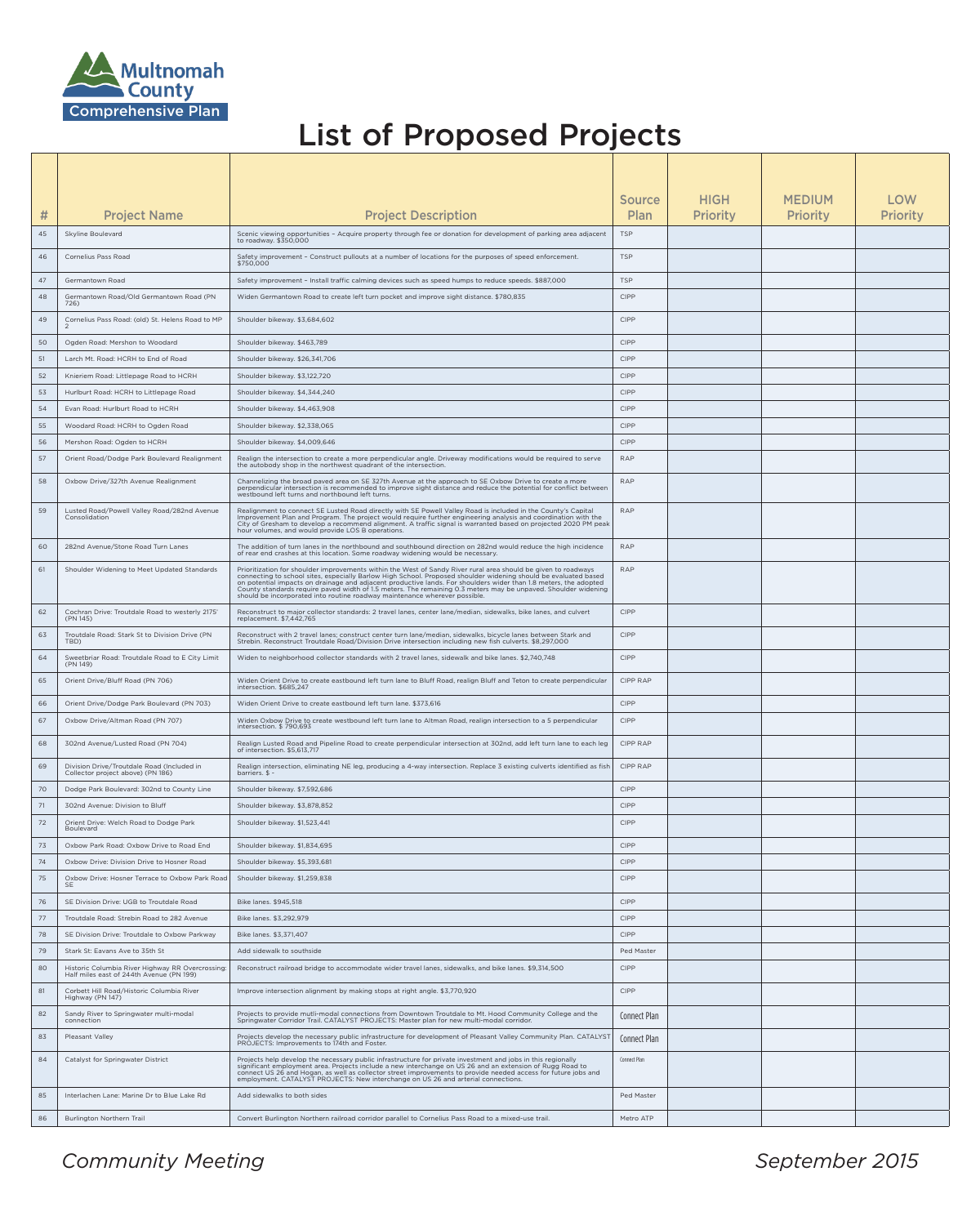# List of Proposed Projects

| # | Project Name | Project Description | Source Plan | HIGH Priority | MEDIUM Priority | LOW Priority |
|---|---|---|---|---|---|---|
| 45 | Skyline Boulevard | Scenic viewing opportunities – Acquire property through fee or donation for development of parking area adjacent to roadway. $350,000 | TSP | | | |
| 46 | Cornelius Pass Road | Safety improvement – Construct pullouts at a number of locations for the purposes of speed enforcement. $750,000 | TSP | | | |
| 47 | Germantown Road | Safety improvement – Install traffic calming devices such as speed humps to reduce speeds. $887,000 | TSP | | | |
| 48 | Germantown Road/Old Germantown Road (PN 726) | Widen Germantown Road to create left turn pocket and improve sight distance. $780,835 | CIPP | | | |
| 49 | Cornelius Pass Road: (old) St. Helens Road to MP 2 | Shoulder bikeway. $3,684,602 | CIPP | | | |
| 50 | Ogden Road: Mershon to Woodard | Shoulder bikeway. $463,789 | CIPP | | | |
| 51 | Larch Mt. Road: HCRH to End of Road | Shoulder bikeway. $26,341,706 | CIPP | | | |
| 52 | Knieriem Road: Littlepage Road to HCRH | Shoulder bikeway. $3,122,720 | CIPP | | | |
| 53 | Hurlburt Road: HCRH to Littlepage Road | Shoulder bikeway. $4,344,240 | CIPP | | | |
| 54 | Evan Road: Hurlburt Road to HCRH | Shoulder bikeway. $4,463,908 | CIPP | | | |
| 55 | Woodard Road: HCRH to Ogden Road | Shoulder bikeway. $2,338,065 | CIPP | | | |
| 56 | Mershon Road: Ogden to HCRH | Shoulder bikeway. $4,009,646 | CIPP | | | |
| 57 | Orient Road/Dodge Park Boulevard Realignment | Realign the intersection to create a more perpendicular angle. Driveway modifications would be required to serve the autobody shop in the northwest quadrant of the intersection. | RAP | | | |
| 58 | Oxbow Drive/327th Avenue Realignment | Channelizing the broad paved area on SE 327th Avenue at the approach to SE Oxbow Drive to create a more perpendicular intersection is recommended to improve sight distance and reduce the potential for conflict between westbound left turns and northbound left turns. | RAP | | | |
| 59 | Lusted Road/Powell Valley Road/282nd Avenue Consolidation | Realignment to connect SE Lusted Road directly with SE Powell Valley Road is included in the County's Capital Improvement Plan and Program. The project would require further engineering analysis and coordination with the City of Gresham to develop a recommend alignment. A traffic signal is warranted based on projected 2020 PM peak hour volumes, and would provide LOS B operations. | RAP | | | |
| 60 | 282nd Avenue/Stone Road Turn Lanes | The addition of turn lanes in the northbound and southbound direction on 282nd would reduce the high incidence of rear end crashes at this location. Some roadway widening would be necessary. | RAP | | | |
| 61 | Shoulder Widening to Meet Updated Standards | Prioritization for shoulder improvements within the West of Sandy River rural area should be given to roadways connecting to school sites, especially Barlow High School. Proposed shoulder widening should be evaluated based on potential impacts on drainage and adjacent productive lands. For shoulders wider than 1.8 meters, the adopted County standards require paved width of 1.5 meters. The remaining 0.3 meters may be unpaved. Shoulder widening should be incorporated into routine roadway maintenance wherever possible. | RAP | | | |
| 62 | Cochran Drive: Troutdale Road to westerly 2175' (PN 145) | Reconstruct to major collector standards: 2 travel lanes, center lane/median, sidewalks, bike lanes, and culvert replacement. $7,442,765 | CIPP | | | |
| 63 | Troutdale Road: Stark St to Division Drive (PN TBD) | Reconstruct with 2 travel lanes; construct center turn lane/median, sidewalks, bicycle lanes between Stark and Strebin. Reconstruct Troutdale Road/Division Drive intersection including new fish culverts. $8,297,000 | CIPP | | | |
| 64 | Sweetbriar Road: Troutdale Road to E City Limit (PN 149) | Widen to neighborhood collector standards with 2 travel lanes, sidewalk and bike lanes. $2,740,748 | CIPP | | | |
| 65 | Orient Drive/Bluff Road (PN 706) | Widen Orient Drive to create eastbound left turn lane to Bluff Road, realign Bluff and Teton to create perpendicular intersection. $685,247 | CIPP RAP | | | |
| 66 | Orient Drive/Dodge Park Boulevard (PN 703) | Widen Orient Drive to create eastbound left turn lane. $373,616 | CIPP | | | |
| 67 | Oxbow Drive/Altman Road (PN 707) | Widen Oxbow Drive to create westbound left turn lane to Altman Road, realign intersection to a 5 perpendicular intersection. $ 790,693 | CIPP | | | |
| 68 | 302nd Avenue/Lusted Road (PN 704) | Realign Lusted Road and Pipeline Road to create perpendicular intersection at 302nd, add left turn lane to each leg of intersection. $5,613,717 | CIPP RAP | | | |
| 69 | Division Drive/Troutdale Road (Included in Collector project above) (PN 186) | Realign intersection, eliminating NE leg, producing a 4-way intersection. Replace 3 existing culverts identified as fish barriers. $ - | CIPP RAP | | | |
| 70 | Dodge Park Boulevard: 302nd to County Line | Shoulder bikeway. $7,592,686 | CIPP | | | |
| 71 | 302nd Avenue: Division to Bluff | Shoulder bikeway. $3,878,852 | CIPP | | | |
| 72 | Orient Drive: Welch Road to Dodge Park Boulevard | Shoulder bikeway. $1,523,441 | CIPP | | | |
| 73 | Oxbow Park Road: Oxbow Drive to Road End | Shoulder bikeway. $1,834,695 | CIPP | | | |
| 74 | Oxbow Drive: Division Drive to Hosner Road | Shoulder bikeway. $5,393,681 | CIPP | | | |
| 75 | Oxbow Drive: Hosner Terrace to Oxbow Park Road SE | Shoulder bikeway. $1,259,838 | CIPP | | | |
| 76 | SE Division Drive: UGB to Troutdale Road | Bike lanes. $945,518 | CIPP | | | |
| 77 | Troutdale Road: Strebin Road to 282 Avenue | Bike lanes. $3,292,979 | CIPP | | | |
| 78 | SE Division Drive: Troutdale to Oxbow Parkway | Bike lanes. $3,371,407 | CIPP | | | |
| 79 | Stark St: Eavans Ave to 35th St | Add sidewalk to southside | Ped Master | | | |
| 80 | Historic Columbia River Highway RR Overcrossing: Half miles east of 244th Avenue (PN 199) | Reconstruct railroad bridge to accommodate wider travel lanes, sidewalks, and bike lanes. $9,314,500 | CIPP | | | |
| 81 | Corbett Hill Road/Historic Columbia River Highway (PN 147) | Improve intersection alignment by making stops at right angle. $3,770,920 | CIPP | | | |
| 82 | Sandy River to Springwater multi-modal connection | Projects to provide mutli-modal connections from Downtown Troutdale to Mt. Hood Community College and the Springwater Corridor Trail. CATALYST PROJECTS: Master plan for new multi-modal corridor. | Connect Plan | | | |
| 83 | Pleasant Valley | Projects develop the necessary public infrastructure for development of Pleasant Valley Community Plan. CATALYST PROJECTS: Improvements to 174th and Foster. | Connect Plan | | | |
| 84 | Catalyst for Springwater District | Projects help develop the necessary public infrastructure for private investment and jobs in this regionally significant employment area. Projects include a new interchange on US 26 and an extension of Rugg Road to connect US 26 and Hogan, as well as collector street improvements to provide needed access for future jobs and employment. CATALYST PROJECTS: New interchange on US 26 and arterial connections. | Connect Plan | | | |
| 85 | Interlachen Lane: Marine Dr to Blue Lake Rd | Add sidewalks to both sides | Ped Master | | | |
| 86 | Burlington Northern Trail | Convert Burlington Northern railroad corridor parallel to Cornelius Pass Road to a mixed-use trail. | Metro ATP | | | |

*Community Meeting* *September 2015*